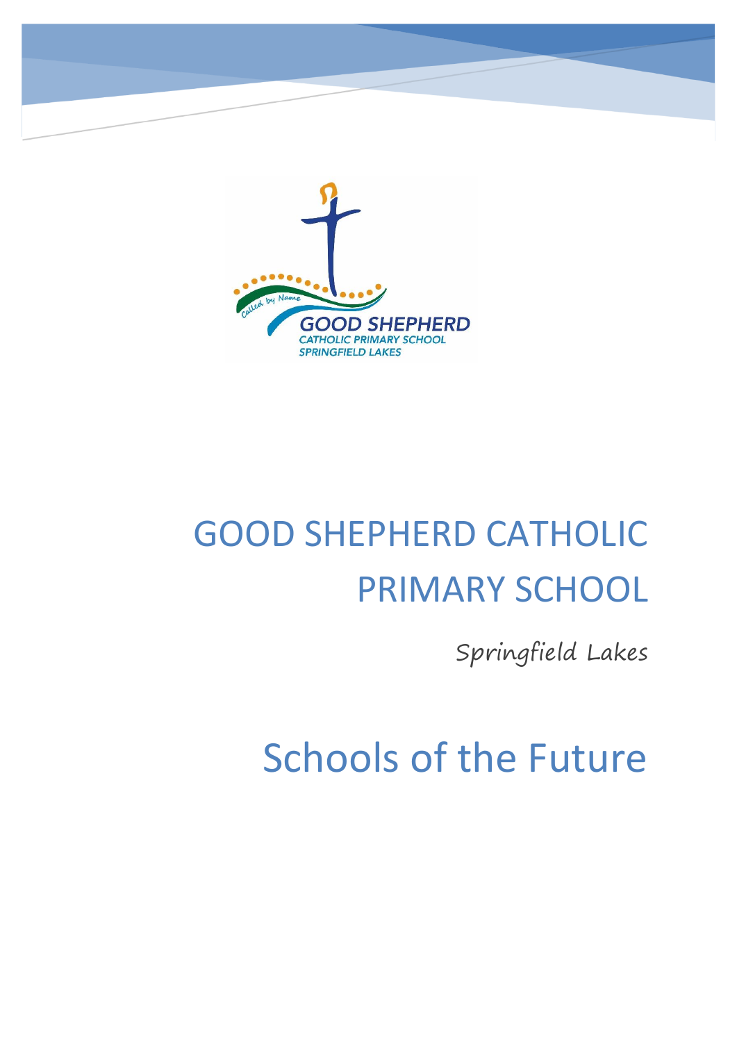# GOOD SHEPHERD CATHOLIC PRIMARY SCHOOL

Springfield Lakes

# Schools of the Future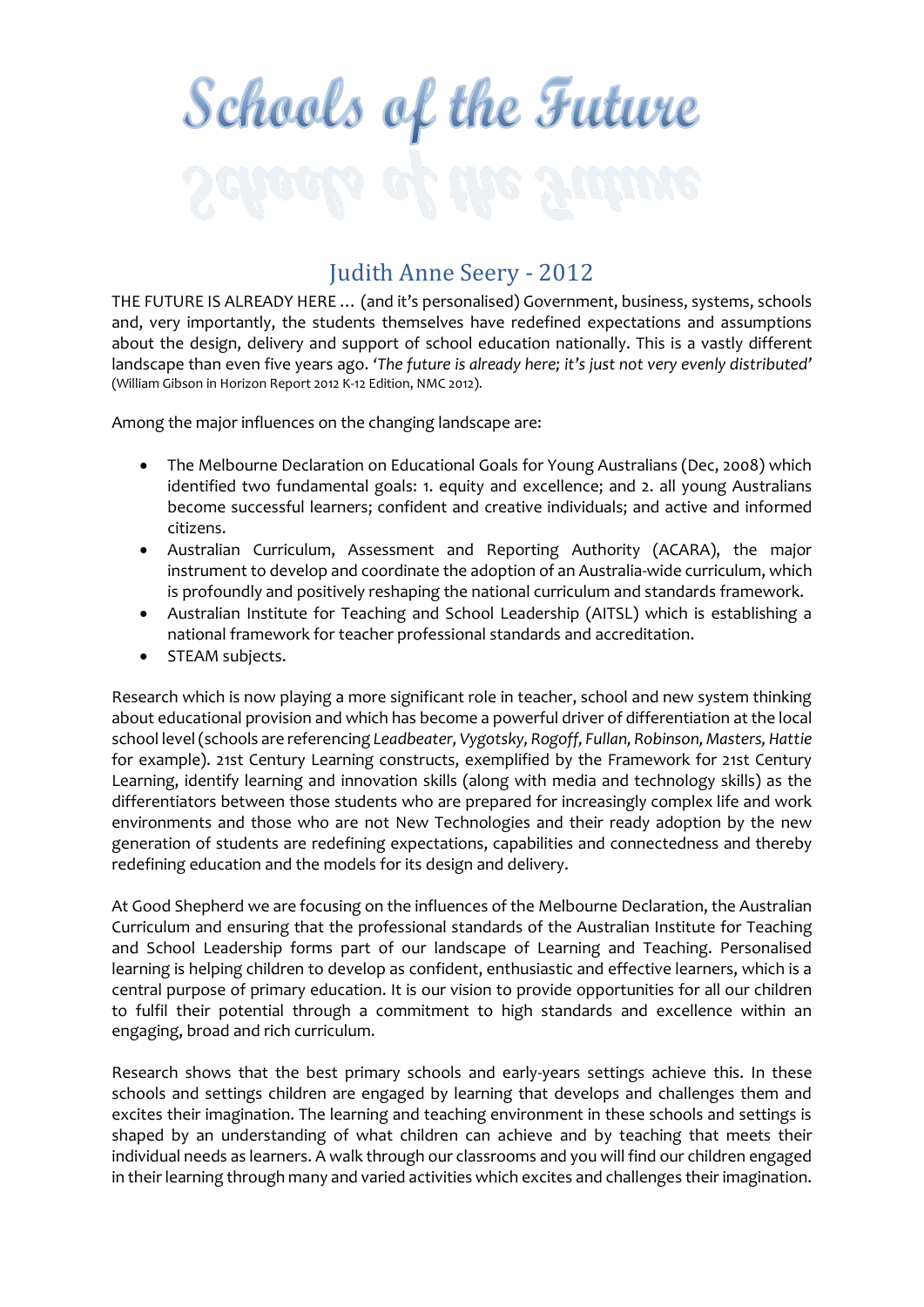# Schools of the Future

## Judith Anne Seery - 2012

THE FUTURE IS ALREADY HERE … (and it's personalised) Government, business, systems, schools and, very importantly, the students themselves have redefined expectations and assumptions about the design, delivery and support of school education nationally. This is a vastly different landscape than even five years ago. *'The future is already here; it's just not very evenly distributed'* (William Gibson in Horizon Report 2012 K-12 Edition, NMC 2012).

Among the major influences on the changing landscape are:

- The Melbourne Declaration on Educational Goals for Young Australians (Dec, 2008) which identified two fundamental goals: 1. equity and excellence; and 2. all young Australians become successful learners; confident and creative individuals; and active and informed citizens.
- Australian Curriculum, Assessment and Reporting Authority (ACARA), the major instrument to develop and coordinate the adoption of an Australia-wide curriculum, which is profoundly and positively reshaping the national curriculum and standards framework.
- Australian Institute for Teaching and School Leadership (AITSL) which is establishing a national framework for teacher professional standards and accreditation.
- STEAM subjects.

Research which is now playing a more significant role in teacher, school and new system thinking about educational provision and which has become a powerful driver of differentiation at the local school level (schools are referencing *Leadbeater, Vygotsky, Rogoff, Fullan, Robinson, Masters, Hattie* for example). 21st Century Learning constructs, exemplified by the Framework for 21st Century Learning, identify learning and innovation skills (along with media and technology skills) as the differentiators between those students who are prepared for increasingly complex life and work environments and those who are not New Technologies and their ready adoption by the new generation of students are redefining expectations, capabilities and connectedness and thereby redefining education and the models for its design and delivery.

At Good Shepherd we are focusing on the influences of the Melbourne Declaration, the Australian Curriculum and ensuring that the professional standards of the Australian Institute for Teaching and School Leadership forms part of our landscape of Learning and Teaching. Personalised learning is helping children to develop as confident, enthusiastic and effective learners, which is a central purpose of primary education. It is our vision to provide opportunities for all our children to fulfil their potential through a commitment to high standards and excellence within an engaging, broad and rich curriculum.

Research shows that the best primary schools and early-years settings achieve this. In these schools and settings children are engaged by learning that develops and challenges them and excites their imagination. The learning and teaching environment in these schools and settings is shaped by an understanding of what children can achieve and by teaching that meets their individual needs as learners. A walk through our classrooms and you will find our children engaged in their learning through many and varied activities which excites and challenges their imagination.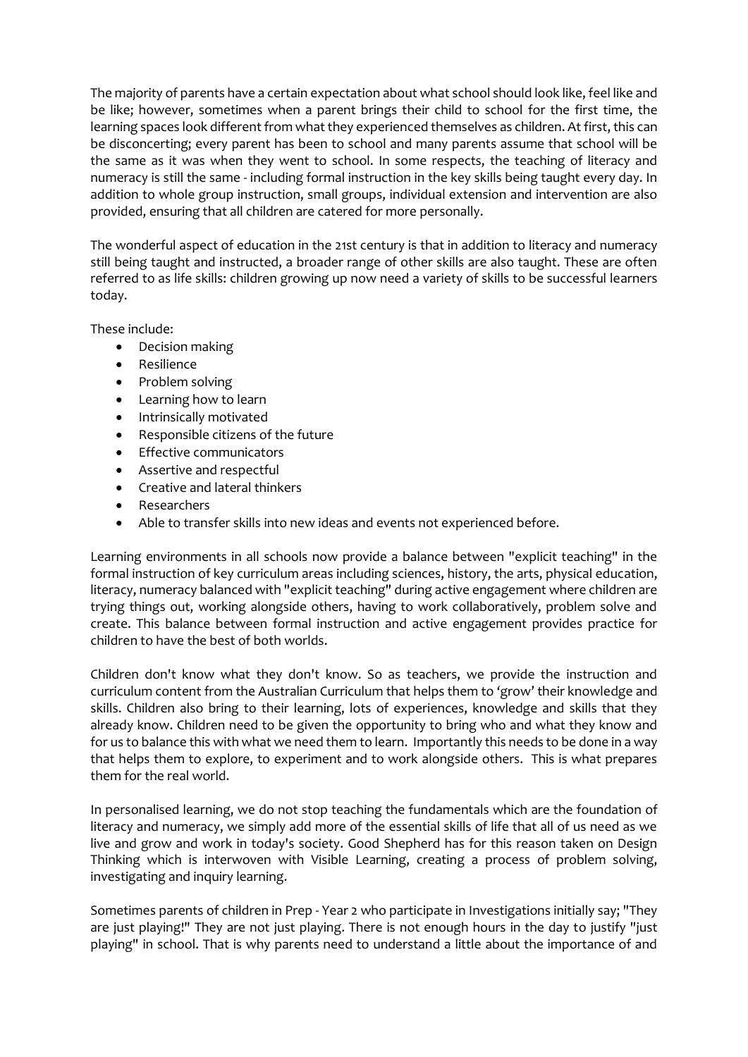The majority of parents have a certain expectation about what school should look like, feel like and be like; however, sometimes when a parent brings their child to school for the first time, the learning spaces look different from what they experienced themselves as children. At first, this can be disconcerting; every parent has been to school and many parents assume that school will be the same as it was when they went to school. In some respects, the teaching of literacy and numeracy is still the same - including formal instruction in the key skills being taught every day. In addition to whole group instruction, small groups, individual extension and intervention are also provided, ensuring that all children are catered for more personally.

The wonderful aspect of education in the 21st century is that in addition to literacy and numeracy still being taught and instructed, a broader range of other skills are also taught. These are often referred to as life skills: children growing up now need a variety of skills to be successful learners today.

These include:

- Decision making
- Resilience
- Problem solving
- Learning how to learn
- Intrinsically motivated
- Responsible citizens of the future
- Effective communicators
- Assertive and respectful
- Creative and lateral thinkers
- Researchers
- Able to transfer skills into new ideas and events not experienced before.

Learning environments in all schools now provide a balance between "explicit teaching" in the formal instruction of key curriculum areas including sciences, history, the arts, physical education, literacy, numeracy balanced with "explicit teaching" during active engagement where children are trying things out, working alongside others, having to work collaboratively, problem solve and create. This balance between formal instruction and active engagement provides practice for children to have the best of both worlds.

Children don't know what they don't know. So as teachers, we provide the instruction and curriculum content from the Australian Curriculum that helps them to 'grow' their knowledge and skills. Children also bring to their learning, lots of experiences, knowledge and skills that they already know. Children need to be given the opportunity to bring who and what they know and for us to balance this with what we need them to learn. Importantly this needs to be done in a way that helps them to explore, to experiment and to work alongside others. This is what prepares them for the real world.

In personalised learning, we do not stop teaching the fundamentals which are the foundation of literacy and numeracy, we simply add more of the essential skills of life that all of us need as we live and grow and work in today's society. Good Shepherd has for this reason taken on Design Thinking which is interwoven with Visible Learning, creating a process of problem solving, investigating and inquiry learning.

Sometimes parents of children in Prep - Year 2 who participate in Investigations initially say; "They are just playing!" They are not just playing. There is not enough hours in the day to justify "just playing" in school. That is why parents need to understand a little about the importance of and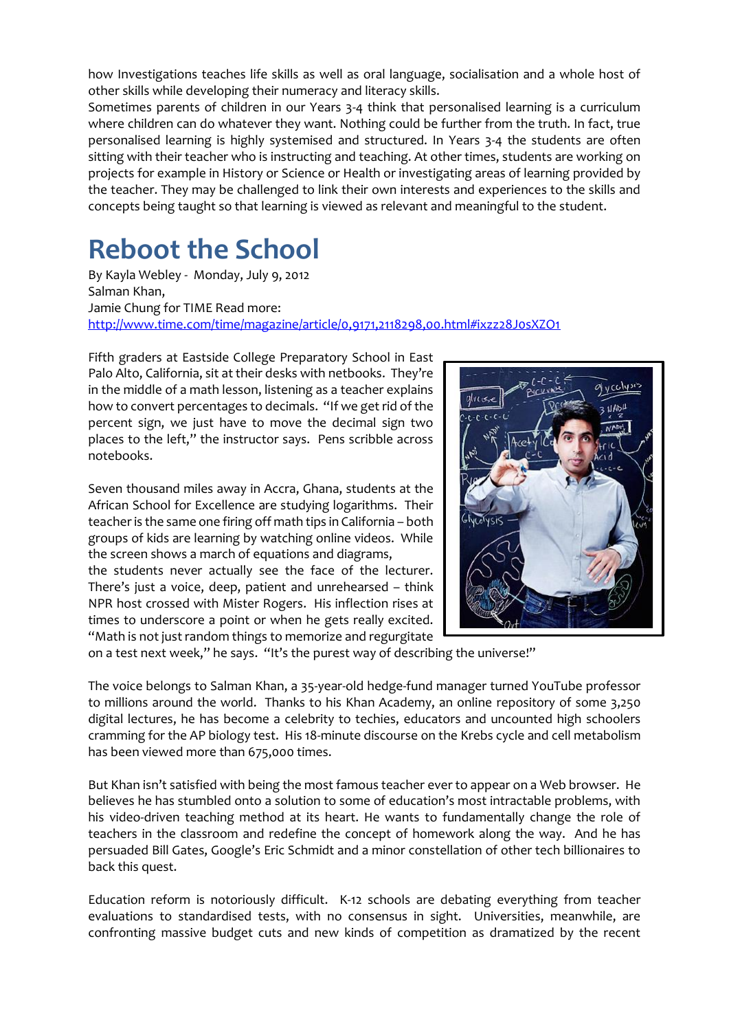how Investigations teaches life skills as well as oral language, socialisation and a whole host of other skills while developing their numeracy and literacy skills.

Sometimes parents of children in our Years 3-4 think that personalised learning is a curriculum where children can do whatever they want. Nothing could be further from the truth. In fact, true personalised learning is highly systemised and structured. In Years 3-4 the students are often sitting with their teacher who is instructing and teaching. At other times, students are working on projects for example in History or Science or Health or investigating areas of learning provided by the teacher. They may be challenged to link their own interests and experiences to the skills and concepts being taught so that learning is viewed as relevant and meaningful to the student.

# Reboot the School

By Kayla Webley - Monday, July 9, 2012

Salman Khan,

Jamie Chung for TIME Read more:

http://www.time.com/time/magazine/article/0,9171,2118298,00.html#ixzz28J0sXZO1

Fifth graders at Eastside College Preparatory School in East Palo Alto, California, sit at their desks with netbooks. They're in the middle of a math lesson, listening as a teacher explains how to convert percentages to decimals. "If we get rid of the percent sign, we just have to move the decimal sign two places to the left," the instructor says. Pens scribble across notebooks.

Seven thousand miles away in Accra, Ghana, students at the African School for Excellence are studying logarithms. Their teacher is the same one firing off math tips in California – both groups of kids are learning by watching online videos. While the screen shows a march of equations and diagrams, the students never actually see the face of the lecturer. There's just a voice, deep, patient and unrehearsed – think NPR host crossed with Mister Rogers. His inflection rises at times to underscore a point or when he gets really excited. "Math is not just random things to memorize and regurgitate on a test next week," he says. "It's the purest way of describing the universe!"

The voice belongs to Salman Khan, a 35-year-old hedge-fund manager turned YouTube professor to millions around the world. Thanks to his Khan Academy, an online repository of some 3,250 digital lectures, he has become a celebrity to techies, educators and uncounted high schoolers cramming for the AP biology test. His 18-minute discourse on the Krebs cycle and cell metabolism has been viewed more than 675,000 times.

But Khan isn't satisfied with being the most famous teacher ever to appear on a Web browser. He believes he has stumbled onto a solution to some of education's most intractable problems, with his video-driven teaching method at its heart. He wants to fundamentally change the role of teachers in the classroom and redefine the concept of homework along the way. And he has persuaded Bill Gates, Google's Eric Schmidt and a minor constellation of other tech billionaires to back this quest.

Education reform is notoriously difficult. K-12 schools are debating everything from teacher evaluations to standardised tests, with no consensus in sight. Universities, meanwhile, are confronting massive budget cuts and new kinds of competition as dramatized by the recent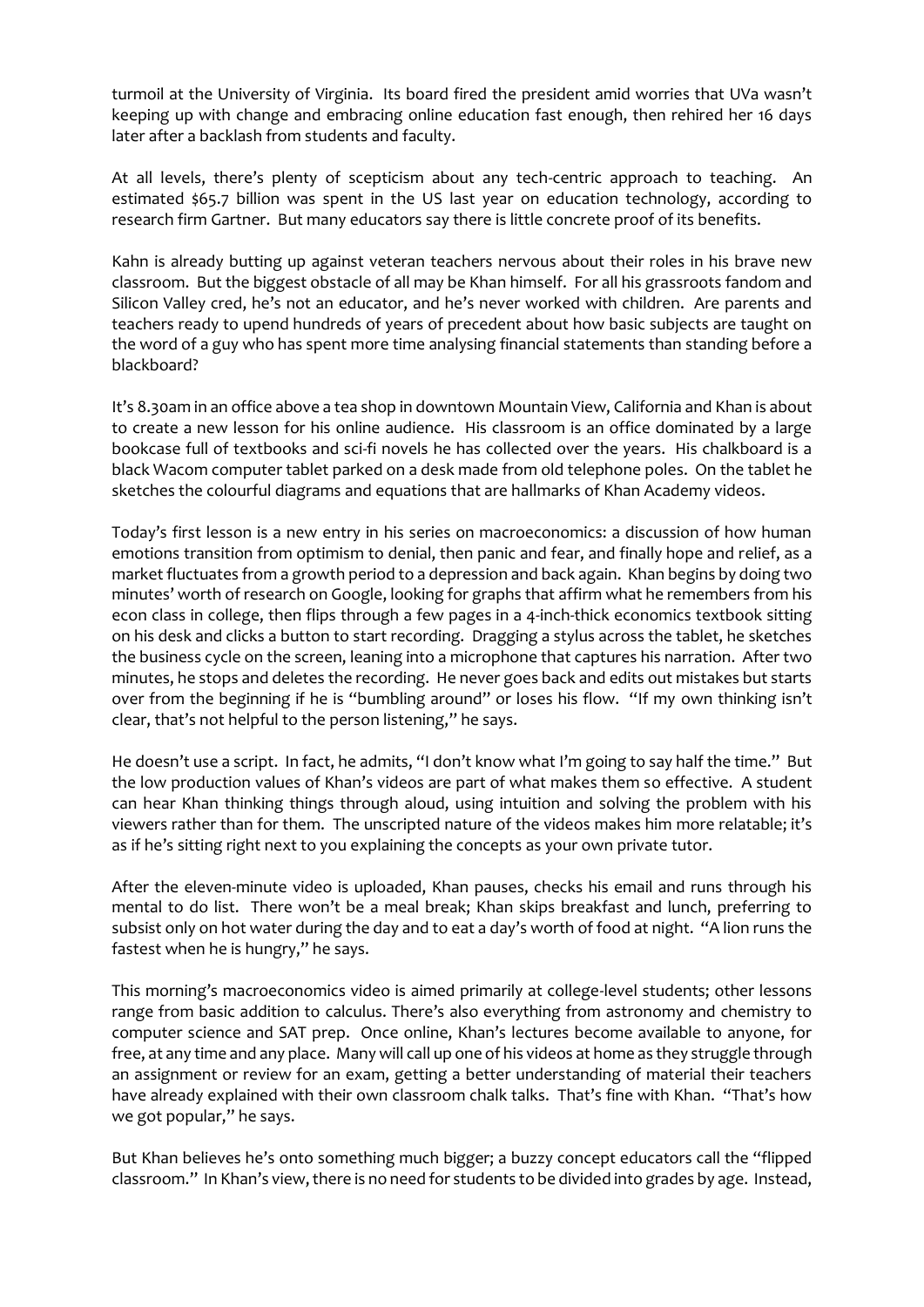turmoil at the University of Virginia. Its board fired the president amid worries that UVa wasn't keeping up with change and embracing online education fast enough, then rehired her 16 days later after a backlash from students and faculty.

At all levels, there's plenty of scepticism about any tech-centric approach to teaching. An estimated $65.7 billion was spent in the US last year on education technology, according to research firm Gartner. But many educators say there is little concrete proof of its benefits.

Kahn is already butting up against veteran teachers nervous about their roles in his brave new classroom. But the biggest obstacle of all may be Khan himself. For all his grassroots fandom and Silicon Valley cred, he's not an educator, and he's never worked with children. Are parents and teachers ready to upend hundreds of years of precedent about how basic subjects are taught on the word of a guy who has spent more time analysing financial statements than standing before a blackboard?

It's 8.30am in an office above a tea shop in downtown Mountain View, California and Khan is about to create a new lesson for his online audience. His classroom is an office dominated by a large bookcase full of textbooks and sci-fi novels he has collected over the years. His chalkboard is a black Wacom computer tablet parked on a desk made from old telephone poles. On the tablet he sketches the colourful diagrams and equations that are hallmarks of Khan Academy videos.

Today's first lesson is a new entry in his series on macroeconomics: a discussion of how human emotions transition from optimism to denial, then panic and fear, and finally hope and relief, as a market fluctuates from a growth period to a depression and back again. Khan begins by doing two minutes' worth of research on Google, looking for graphs that affirm what he remembers from his econ class in college, then flips through a few pages in a 4-inch-thick economics textbook sitting on his desk and clicks a button to start recording. Dragging a stylus across the tablet, he sketches the business cycle on the screen, leaning into a microphone that captures his narration. After two minutes, he stops and deletes the recording. He never goes back and edits out mistakes but starts over from the beginning if he is "bumbling around" or loses his flow. "If my own thinking isn't clear, that's not helpful to the person listening," he says.

He doesn't use a script. In fact, he admits, "I don't know what I'm going to say half the time." But the low production values of Khan's videos are part of what makes them so effective. A student can hear Khan thinking things through aloud, using intuition and solving the problem with his viewers rather than for them. The unscripted nature of the videos makes him more relatable; it's as if he's sitting right next to you explaining the concepts as your own private tutor.

After the eleven-minute video is uploaded, Khan pauses, checks his email and runs through his mental to do list. There won't be a meal break; Khan skips breakfast and lunch, preferring to subsist only on hot water during the day and to eat a day's worth of food at night. "A lion runs the fastest when he is hungry," he says.

This morning's macroeconomics video is aimed primarily at college-level students; other lessons range from basic addition to calculus. There's also everything from astronomy and chemistry to computer science and SAT prep. Once online, Khan's lectures become available to anyone, for free, at any time and any place. Many will call up one of his videos at home as they struggle through an assignment or review for an exam, getting a better understanding of material their teachers have already explained with their own classroom chalk talks. That's fine with Khan. "That's how we got popular," he says.

But Khan believes he's onto something much bigger; a buzzy concept educators call the "flipped classroom." In Khan's view, there is no need for students to be divided into grades by age. Instead,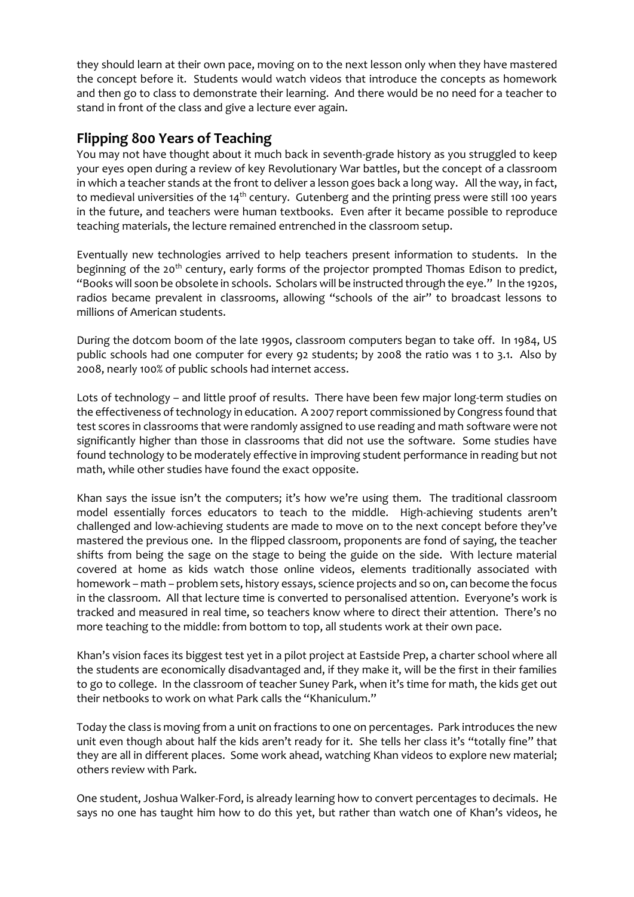they should learn at their own pace, moving on to the next lesson only when they have mastered the concept before it. Students would watch videos that introduce the concepts as homework and then go to class to demonstrate their learning. And there would be no need for a teacher to stand in front of the class and give a lecture ever again.

## Flipping 800 Years of Teaching

You may not have thought about it much back in seventh-grade history as you struggled to keep your eyes open during a review of key Revolutionary War battles, but the concept of a classroom in which a teacher stands at the front to deliver a lesson goes back a long way. All the way, in fact, to medieval universities of the 14th century. Gutenberg and the printing press were still 100 years in the future, and teachers were human textbooks. Even after it became possible to reproduce teaching materials, the lecture remained entrenched in the classroom setup.

Eventually new technologies arrived to help teachers present information to students. In the beginning of the 20th century, early forms of the projector prompted Thomas Edison to predict, "Books will soon be obsolete in schools. Scholars will be instructed through the eye." In the 1920s, radios became prevalent in classrooms, allowing "schools of the air" to broadcast lessons to millions of American students.

During the dotcom boom of the late 1990s, classroom computers began to take off. In 1984, US public schools had one computer for every 92 students; by 2008 the ratio was 1 to 3.1. Also by 2008, nearly 100% of public schools had internet access.

Lots of technology – and little proof of results. There have been few major long-term studies on the effectiveness of technology in education. A 2007 report commissioned by Congress found that test scores in classrooms that were randomly assigned to use reading and math software were not significantly higher than those in classrooms that did not use the software. Some studies have found technology to be moderately effective in improving student performance in reading but not math, while other studies have found the exact opposite.

Khan says the issue isn't the computers; it's how we're using them. The traditional classroom model essentially forces educators to teach to the middle. High-achieving students aren't challenged and low-achieving students are made to move on to the next concept before they've mastered the previous one. In the flipped classroom, proponents are fond of saying, the teacher shifts from being the sage on the stage to being the guide on the side. With lecture material covered at home as kids watch those online videos, elements traditionally associated with homework – math – problem sets, history essays, science projects and so on, can become the focus in the classroom. All that lecture time is converted to personalised attention. Everyone's work is tracked and measured in real time, so teachers know where to direct their attention. There's no more teaching to the middle: from bottom to top, all students work at their own pace.

Khan's vision faces its biggest test yet in a pilot project at Eastside Prep, a charter school where all the students are economically disadvantaged and, if they make it, will be the first in their families to go to college. In the classroom of teacher Suney Park, when it's time for math, the kids get out their netbooks to work on what Park calls the "Khaniculum."

Today the class is moving from a unit on fractions to one on percentages. Park introduces the new unit even though about half the kids aren't ready for it. She tells her class it's "totally fine" that they are all in different places. Some work ahead, watching Khan videos to explore new material; others review with Park.

One student, Joshua Walker-Ford, is already learning how to convert percentages to decimals. He says no one has taught him how to do this yet, but rather than watch one of Khan's videos, he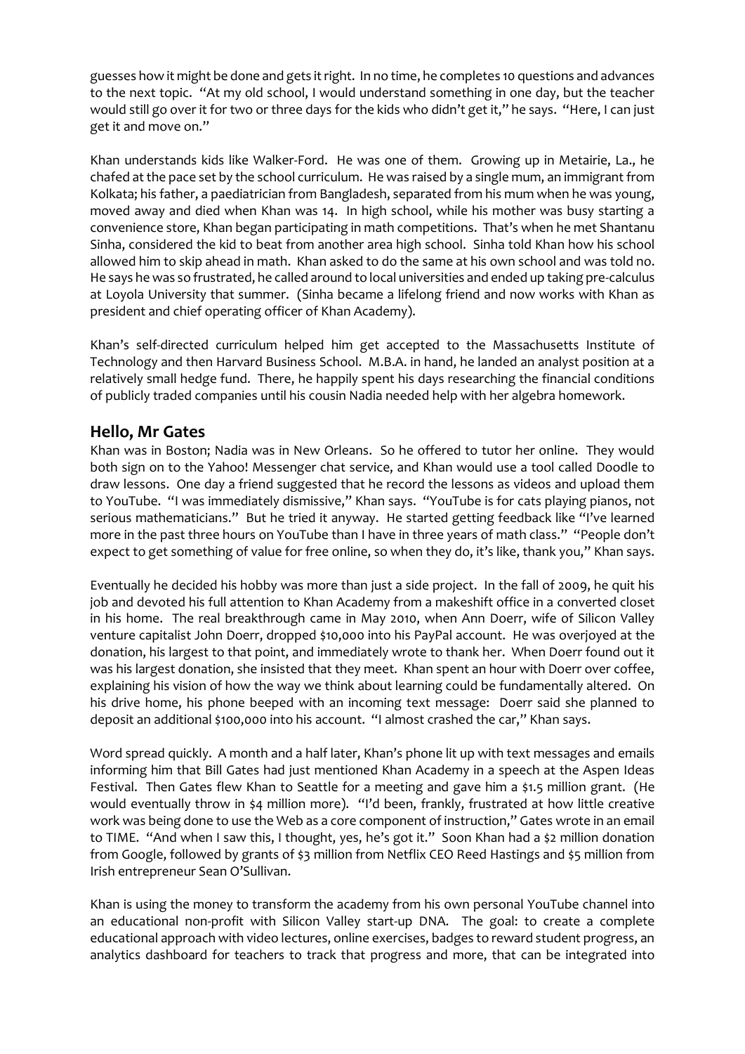guesses how it might be done and gets it right. In no time, he completes 10 questions and advances to the next topic. "At my old school, I would understand something in one day, but the teacher would still go over it for two or three days for the kids who didn't get it," he says. "Here, I can just get it and move on."

Khan understands kids like Walker-Ford. He was one of them. Growing up in Metairie, La., he chafed at the pace set by the school curriculum. He was raised by a single mum, an immigrant from Kolkata; his father, a paediatrician from Bangladesh, separated from his mum when he was young, moved away and died when Khan was 14. In high school, while his mother was busy starting a convenience store, Khan began participating in math competitions. That's when he met Shantanu Sinha, considered the kid to beat from another area high school. Sinha told Khan how his school allowed him to skip ahead in math. Khan asked to do the same at his own school and was told no. He says he was so frustrated, he called around to local universities and ended up taking pre-calculus at Loyola University that summer. (Sinha became a lifelong friend and now works with Khan as president and chief operating officer of Khan Academy).

Khan's self-directed curriculum helped him get accepted to the Massachusetts Institute of Technology and then Harvard Business School. M.B.A. in hand, he landed an analyst position at a relatively small hedge fund. There, he happily spent his days researching the financial conditions of publicly traded companies until his cousin Nadia needed help with her algebra homework.

## Hello, Mr Gates

Khan was in Boston; Nadia was in New Orleans. So he offered to tutor her online. They would both sign on to the Yahoo! Messenger chat service, and Khan would use a tool called Doodle to draw lessons. One day a friend suggested that he record the lessons as videos and upload them to YouTube. "I was immediately dismissive," Khan says. "YouTube is for cats playing pianos, not serious mathematicians." But he tried it anyway. He started getting feedback like "I've learned more in the past three hours on YouTube than I have in three years of math class." "People don't expect to get something of value for free online, so when they do, it's like, thank you," Khan says.

Eventually he decided his hobby was more than just a side project. In the fall of 2009, he quit his job and devoted his full attention to Khan Academy from a makeshift office in a converted closet in his home. The real breakthrough came in May 2010, when Ann Doerr, wife of Silicon Valley venture capitalist John Doerr, dropped $10,000 into his PayPal account. He was overjoyed at the donation, his largest to that point, and immediately wrote to thank her. When Doerr found out it was his largest donation, she insisted that they meet. Khan spent an hour with Doerr over coffee, explaining his vision of how the way we think about learning could be fundamentally altered. On his drive home, his phone beeped with an incoming text message: Doerr said she planned to deposit an additional $100,000 into his account. "I almost crashed the car," Khan says.

Word spread quickly. A month and a half later, Khan's phone lit up with text messages and emails informing him that Bill Gates had just mentioned Khan Academy in a speech at the Aspen Ideas Festival. Then Gates flew Khan to Seattle for a meeting and gave him a $1.5 million grant. (He would eventually throw in $4 million more). "I'd been, frankly, frustrated at how little creative work was being done to use the Web as a core component of instruction," Gates wrote in an email to TIME. "And when I saw this, I thought, yes, he's got it." Soon Khan had a $2 million donation from Google, followed by grants of $3 million from Netflix CEO Reed Hastings and $5 million from Irish entrepreneur Sean O'Sullivan.

Khan is using the money to transform the academy from his own personal YouTube channel into an educational non-profit with Silicon Valley start-up DNA. The goal: to create a complete educational approach with video lectures, online exercises, badges to reward student progress, an analytics dashboard for teachers to track that progress and more, that can be integrated into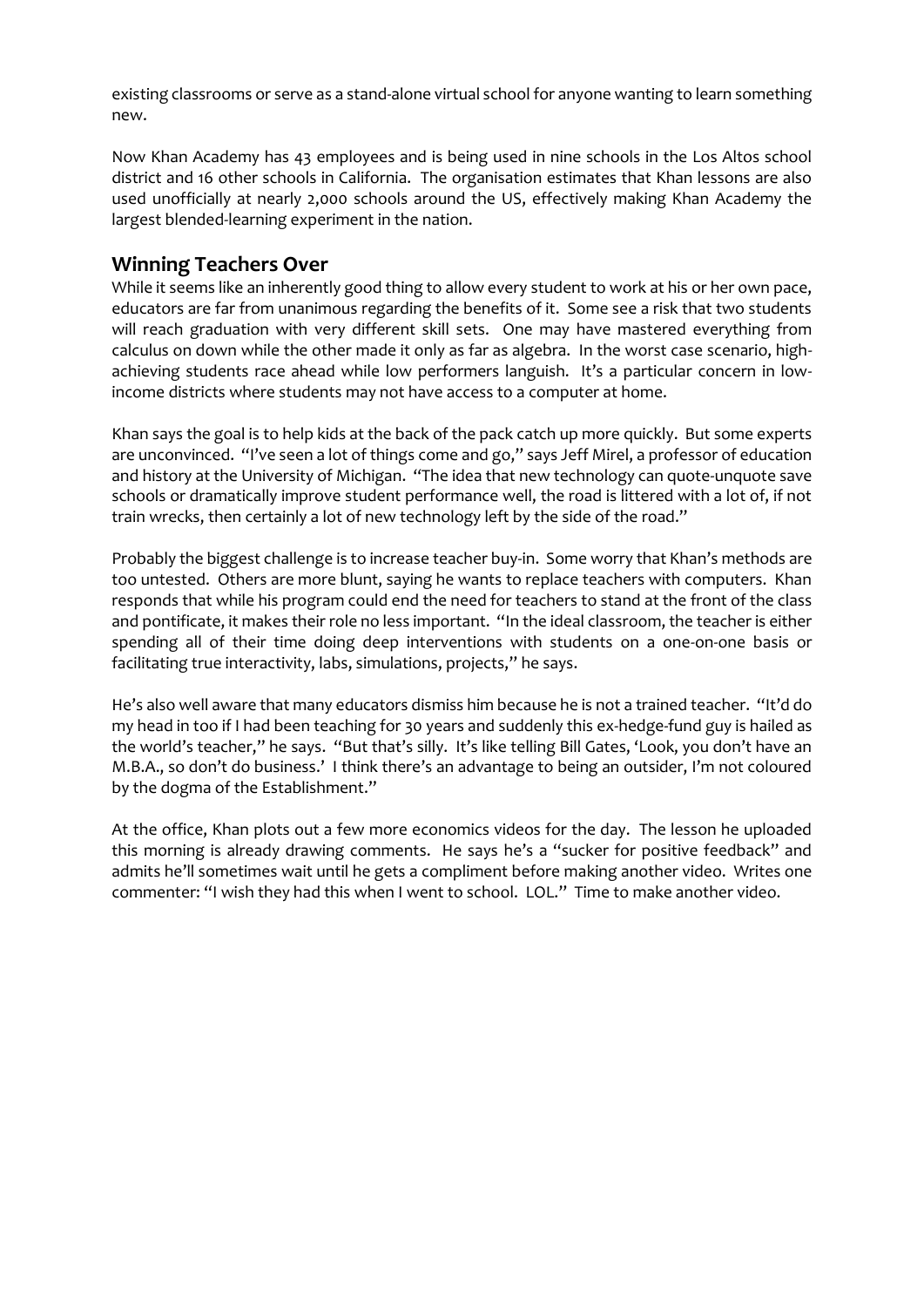existing classrooms or serve as a stand-alone virtual school for anyone wanting to learn something new.

Now Khan Academy has 43 employees and is being used in nine schools in the Los Altos school district and 16 other schools in California. The organisation estimates that Khan lessons are also used unofficially at nearly 2,000 schools around the US, effectively making Khan Academy the largest blended-learning experiment in the nation.

## Winning Teachers Over

While it seems like an inherently good thing to allow every student to work at his or her own pace, educators are far from unanimous regarding the benefits of it. Some see a risk that two students will reach graduation with very different skill sets. One may have mastered everything from calculus on down while the other made it only as far as algebra. In the worst case scenario, high-achieving students race ahead while low performers languish. It's a particular concern in low-income districts where students may not have access to a computer at home.

Khan says the goal is to help kids at the back of the pack catch up more quickly. But some experts are unconvinced. "I've seen a lot of things come and go," says Jeff Mirel, a professor of education and history at the University of Michigan. "The idea that new technology can quote-unquote save schools or dramatically improve student performance well, the road is littered with a lot of, if not train wrecks, then certainly a lot of new technology left by the side of the road."

Probably the biggest challenge is to increase teacher buy-in. Some worry that Khan's methods are too untested. Others are more blunt, saying he wants to replace teachers with computers. Khan responds that while his program could end the need for teachers to stand at the front of the class and pontificate, it makes their role no less important. "In the ideal classroom, the teacher is either spending all of their time doing deep interventions with students on a one-on-one basis or facilitating true interactivity, labs, simulations, projects," he says.

He's also well aware that many educators dismiss him because he is not a trained teacher. "It'd do my head in too if I had been teaching for 30 years and suddenly this ex-hedge-fund guy is hailed as the world's teacher," he says. "But that's silly. It's like telling Bill Gates, 'Look, you don't have an M.B.A., so don't do business.' I think there's an advantage to being an outsider, I'm not coloured by the dogma of the Establishment."

At the office, Khan plots out a few more economics videos for the day. The lesson he uploaded this morning is already drawing comments. He says he's a "sucker for positive feedback" and admits he'll sometimes wait until he gets a compliment before making another video. Writes one commenter: "I wish they had this when I went to school. LOL." Time to make another video.